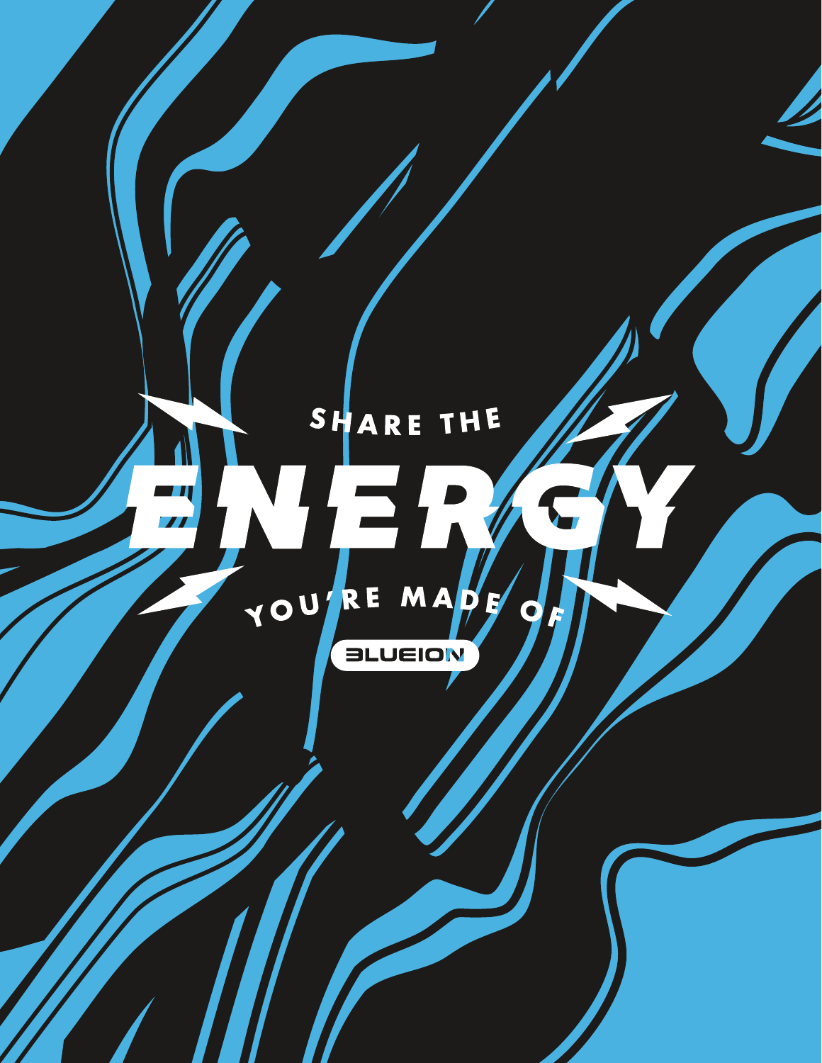SHARE THE

# ENERGY

YOU'RE MADE OF

BLUEION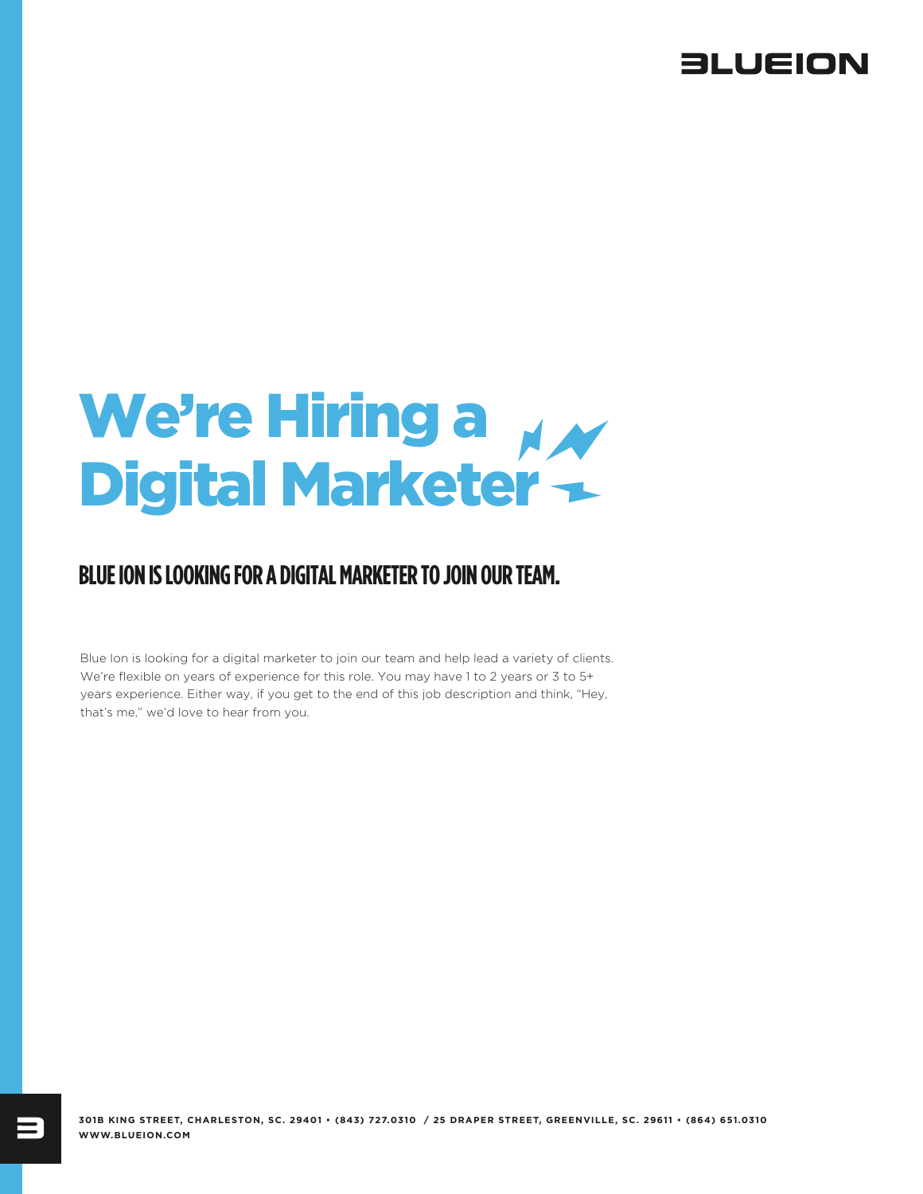# We're Hiring a Digital Marketer

## BLUE ION IS LOOKING FOR A DIGITAL MARKETER TO JOIN OUR TEAM.

Blue Ion is looking for a digital marketer to join our team and help lead a variety of clients. We're flexible on years of experience for this role. You may have 1 to 2 years or 3 to 5+ years experience. Either way, if you get to the end of this job description and think, "Hey, that's me," we'd love to hear from you.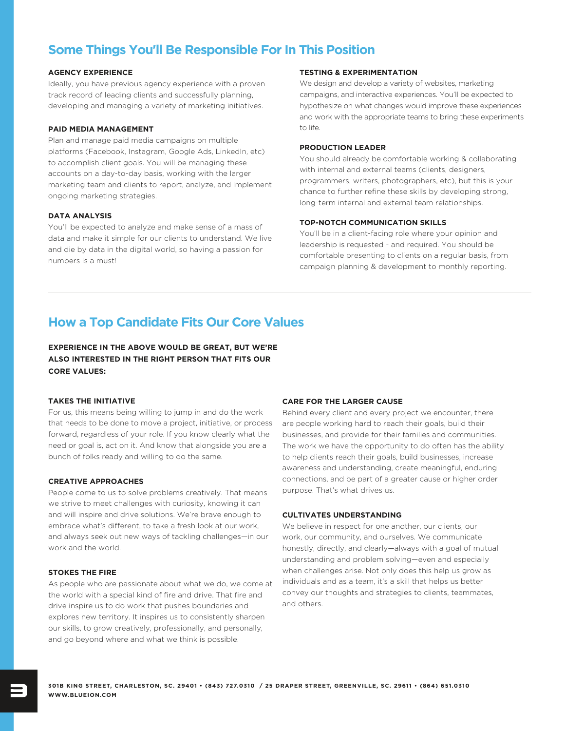## Some Things You'll Be Responsible For In This Position

### AGENCY EXPERIENCE

Ideally, you have previous agency experience with a proven track record of leading clients and successfully planning, developing and managing a variety of marketing initiatives.

### PAID MEDIA MANAGEMENT

Plan and manage paid media campaigns on multiple platforms (Facebook, Instagram, Google Ads, LinkedIn, etc) to accomplish client goals. You will be managing these accounts on a day-to-day basis, working with the larger marketing team and clients to report, analyze, and implement ongoing marketing strategies.

### DATA ANALYSIS

You'll be expected to analyze and make sense of a mass of data and make it simple for our clients to understand. We live and die by data in the digital world, so having a passion for numbers is a must!

### TESTING & EXPERIMENTATION

We design and develop a variety of websites, marketing campaigns, and interactive experiences. You'll be expected to hypothesize on what changes would improve these experiences and work with the appropriate teams to bring these experiments to life.

### PRODUCTION LEADER

You should already be comfortable working & collaborating with internal and external teams (clients, designers, programmers, writers, photographers, etc), but this is your chance to further refine these skills by developing strong, long-term internal and external team relationships.

### TOP-NOTCH COMMUNICATION SKILLS

You'll be in a client-facing role where your opinion and leadership is requested - and required. You should be comfortable presenting to clients on a regular basis, from campaign planning & development to monthly reporting.

---

## How a Top Candidate Fits Our Core Values

**EXPERIENCE IN THE ABOVE WOULD BE GREAT, BUT WE'RE ALSO INTERESTED IN THE RIGHT PERSON THAT FITS OUR CORE VALUES:**

### TAKES THE INITIATIVE

For us, this means being willing to jump in and do the work that needs to be done to move a project, initiative, or process forward, regardless of your role. If you know clearly what the need or goal is, act on it. And know that alongside you are a bunch of folks ready and willing to do the same.

### CREATIVE APPROACHES

People come to us to solve problems creatively. That means we strive to meet challenges with curiosity, knowing it can and will inspire and drive solutions. We're brave enough to embrace what's different, to take a fresh look at our work, and always seek out new ways of tackling challenges—in our work and the world.

### STOKES THE FIRE

As people who are passionate about what we do, we come at the world with a special kind of fire and drive. That fire and drive inspire us to do work that pushes boundaries and explores new territory. It inspires us to consistently sharpen our skills, to grow creatively, professionally, and personally, and go beyond where and what we think is possible.

### CARE FOR THE LARGER CAUSE

Behind every client and every project we encounter, there are people working hard to reach their goals, build their businesses, and provide for their families and communities. The work we have the opportunity to do often has the ability to help clients reach their goals, build businesses, increase awareness and understanding, create meaningful, enduring connections, and be part of a greater cause or higher order purpose. That's what drives us.

### CULTIVATES UNDERSTANDING

We believe in respect for one another, our clients, our work, our community, and ourselves. We communicate honestly, directly, and clearly—always with a goal of mutual understanding and problem solving—even and especially when challenges arise. Not only does this help us grow as individuals and as a team, it's a skill that helps us better convey our thoughts and strategies to clients, teammates, and others.

**301B KING STREET, CHARLESTON, SC. 29401 • (843) 727.0310 / 25 DRAPER STREET, GREENVILLE, SC. 29611 • (864) 651.0310**
**WWW.BLUEION.COM**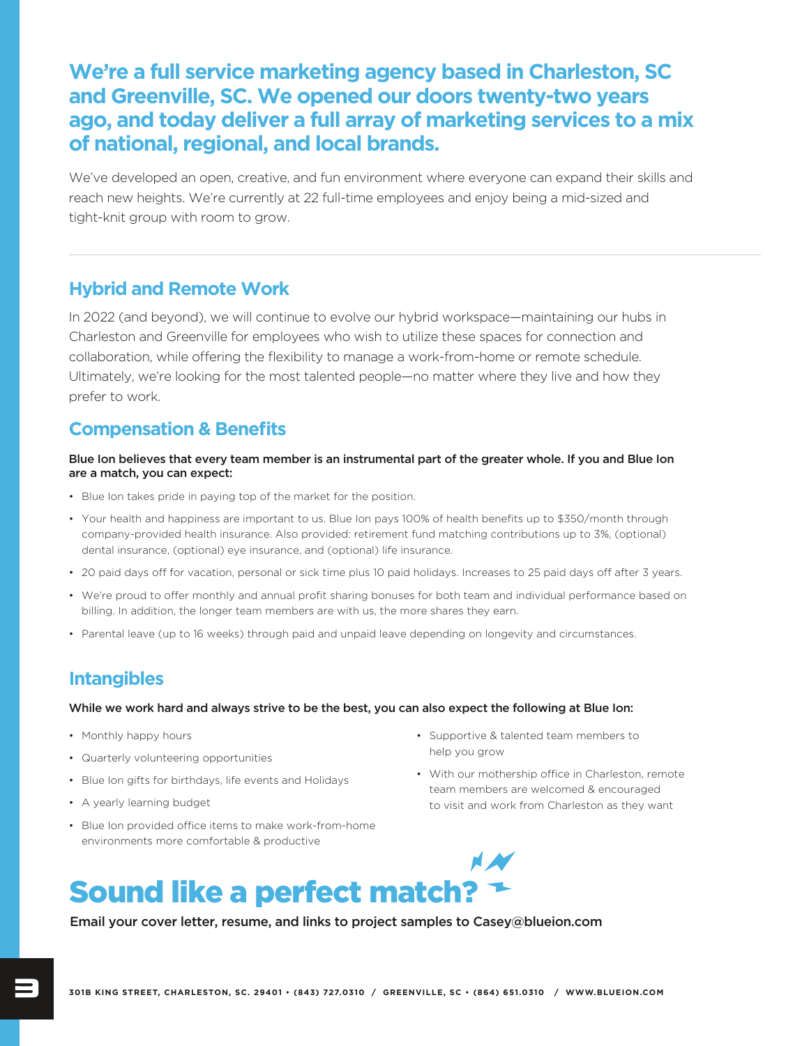## We're a full service marketing agency based in Charleston, SC and Greenville, SC. We opened our doors twenty-two years ago, and today deliver a full array of marketing services to a mix of national, regional, and local brands.

We've developed an open, creative, and fun environment where everyone can expand their skills and reach new heights. We're currently at 22 full-time employees and enjoy being a mid-sized and tight-knit group with room to grow.

---

## Hybrid and Remote Work

In 2022 (and beyond), we will continue to evolve our hybrid workspace—maintaining our hubs in Charleston and Greenville for employees who wish to utilize these spaces for connection and collaboration, while offering the flexibility to manage a work-from-home or remote schedule. Ultimately, we're looking for the most talented people—no matter where they live and how they prefer to work.

## Compensation & Benefits

**Blue Ion believes that every team member is an instrumental part of the greater whole. If you and Blue Ion are a match, you can expect:**

- Blue Ion takes pride in paying top of the market for the position.
- Your health and happiness are important to us. Blue Ion pays 100% of health benefits up to $350/month through company-provided health insurance. Also provided: retirement fund matching contributions up to 3%, (optional) dental insurance, (optional) eye insurance, and (optional) life insurance.
- 20 paid days off for vacation, personal or sick time plus 10 paid holidays. Increases to 25 paid days off after 3 years.
- We're proud to offer monthly and annual profit sharing bonuses for both team and individual performance based on billing. In addition, the longer team members are with us, the more shares they earn.
- Parental leave (up to 16 weeks) through paid and unpaid leave depending on longevity and circumstances.

## Intangibles

**While we work hard and always strive to be the best, you can also expect the following at Blue Ion:**

- Monthly happy hours
- Quarterly volunteering opportunities
- Blue Ion gifts for birthdays, life events and Holidays
- A yearly learning budget
- Blue Ion provided office items to make work-from-home environments more comfortable & productive
- Supportive & talented team members to help you grow
- With our mothership office in Charleston, remote team members are welcomed & encouraged to visit and work from Charleston as they want

# Sound like a perfect match?

**Email your cover letter, resume, and links to project samples to Casey@blueion.com**

**301B KING STREET, CHARLESTON, SC. 29401 • (843) 727.0310 / GREENVILLE, SC • (864) 651.0310 / WWW.BLUEION.COM**